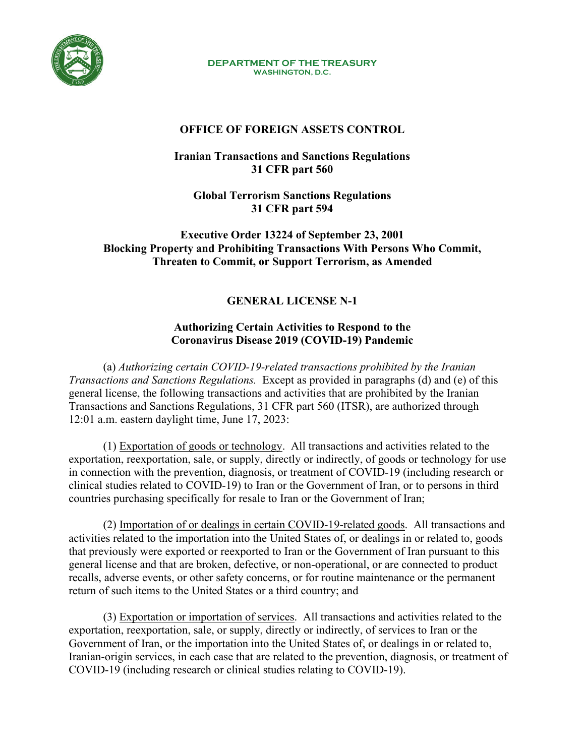**DEPARTMENT OF THE TREASURY**
**WASHINGTON, D.C.**

# OFFICE OF FOREIGN ASSETS CONTROL

## Iranian Transactions and Sanctions Regulations
## 31 CFR part 560

## Global Terrorism Sanctions Regulations
## 31 CFR part 594

## Executive Order 13224 of September 23, 2001
## Blocking Property and Prohibiting Transactions With Persons Who Commit, Threaten to Commit, or Support Terrorism, as Amended

## GENERAL LICENSE N-1

### Authorizing Certain Activities to Respond to the Coronavirus Disease 2019 (COVID-19) Pandemic

(a) *Authorizing certain COVID-19-related transactions prohibited by the Iranian Transactions and Sanctions Regulations.* Except as provided in paragraphs (d) and (e) of this general license, the following transactions and activities that are prohibited by the Iranian Transactions and Sanctions Regulations, 31 CFR part 560 (ITSR), are authorized through 12:01 a.m. eastern daylight time, June 17, 2023:

(1) Exportation of goods or technology. All transactions and activities related to the exportation, reexportation, sale, or supply, directly or indirectly, of goods or technology for use in connection with the prevention, diagnosis, or treatment of COVID-19 (including research or clinical studies related to COVID-19) to Iran or the Government of Iran, or to persons in third countries purchasing specifically for resale to Iran or the Government of Iran;

(2) Importation of or dealings in certain COVID-19-related goods. All transactions and activities related to the importation into the United States of, or dealings in or related to, goods that previously were exported or reexported to Iran or the Government of Iran pursuant to this general license and that are broken, defective, or non-operational, or are connected to product recalls, adverse events, or other safety concerns, or for routine maintenance or the permanent return of such items to the United States or a third country; and

(3) Exportation or importation of services. All transactions and activities related to the exportation, reexportation, sale, or supply, directly or indirectly, of services to Iran or the Government of Iran, or the importation into the United States of, or dealings in or related to, Iranian-origin services, in each case that are related to the prevention, diagnosis, or treatment of COVID-19 (including research or clinical studies relating to COVID-19).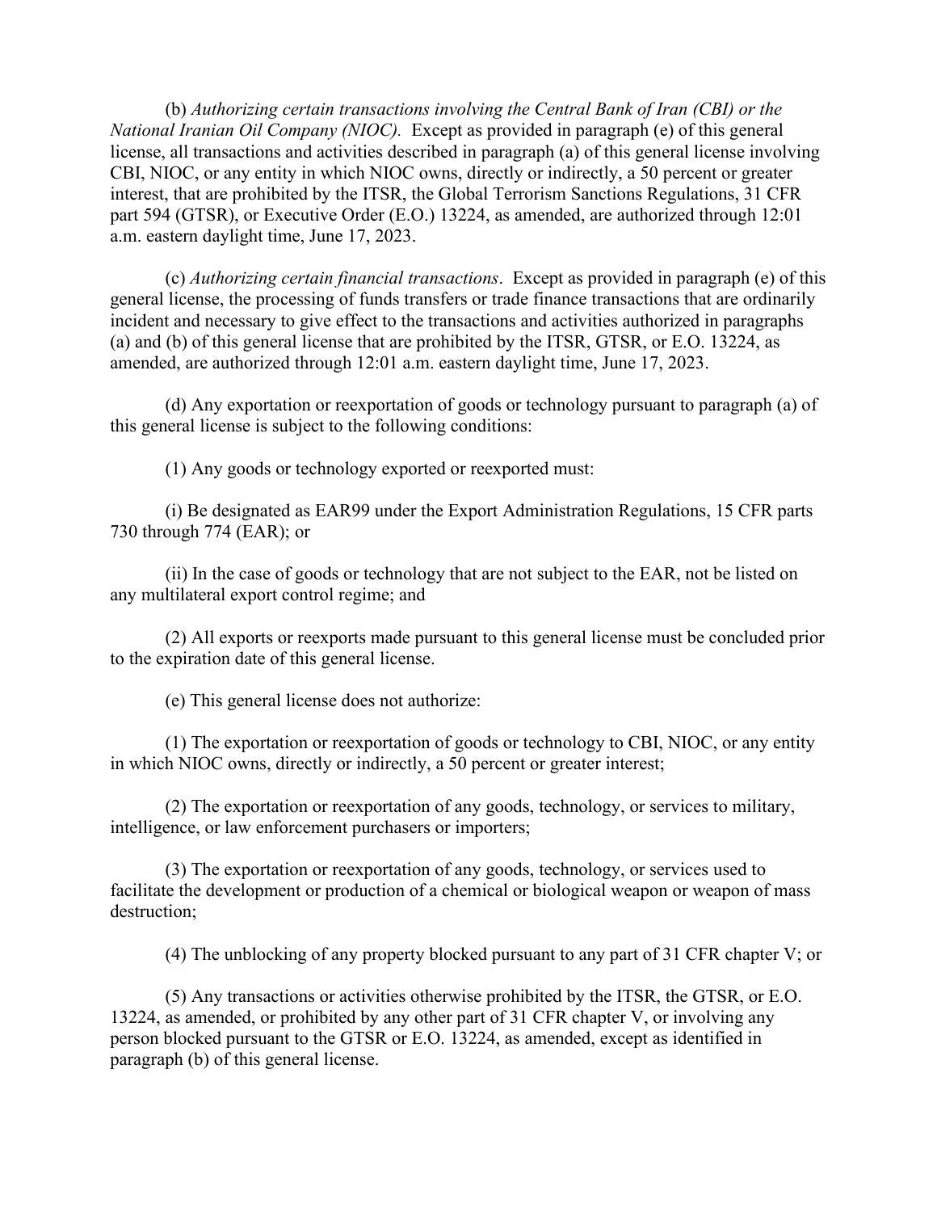(b) *Authorizing certain transactions involving the Central Bank of Iran (CBI) or the National Iranian Oil Company (NIOC).* Except as provided in paragraph (e) of this general license, all transactions and activities described in paragraph (a) of this general license involving CBI, NIOC, or any entity in which NIOC owns, directly or indirectly, a 50 percent or greater interest, that are prohibited by the ITSR, the Global Terrorism Sanctions Regulations, 31 CFR part 594 (GTSR), or Executive Order (E.O.) 13224, as amended, are authorized through 12:01 a.m. eastern daylight time, June 17, 2023.

(c) *Authorizing certain financial transactions*. Except as provided in paragraph (e) of this general license, the processing of funds transfers or trade finance transactions that are ordinarily incident and necessary to give effect to the transactions and activities authorized in paragraphs (a) and (b) of this general license that are prohibited by the ITSR, GTSR, or E.O. 13224, as amended, are authorized through 12:01 a.m. eastern daylight time, June 17, 2023.

(d) Any exportation or reexportation of goods or technology pursuant to paragraph (a) of this general license is subject to the following conditions:

(1) Any goods or technology exported or reexported must:

(i) Be designated as EAR99 under the Export Administration Regulations, 15 CFR parts 730 through 774 (EAR); or

(ii) In the case of goods or technology that are not subject to the EAR, not be listed on any multilateral export control regime; and

(2) All exports or reexports made pursuant to this general license must be concluded prior to the expiration date of this general license.

(e) This general license does not authorize:

(1) The exportation or reexportation of goods or technology to CBI, NIOC, or any entity in which NIOC owns, directly or indirectly, a 50 percent or greater interest;

(2) The exportation or reexportation of any goods, technology, or services to military, intelligence, or law enforcement purchasers or importers;

(3) The exportation or reexportation of any goods, technology, or services used to facilitate the development or production of a chemical or biological weapon or weapon of mass destruction;

(4) The unblocking of any property blocked pursuant to any part of 31 CFR chapter V; or

(5) Any transactions or activities otherwise prohibited by the ITSR, the GTSR, or E.O. 13224, as amended, or prohibited by any other part of 31 CFR chapter V, or involving any person blocked pursuant to the GTSR or E.O. 13224, as amended, except as identified in paragraph (b) of this general license.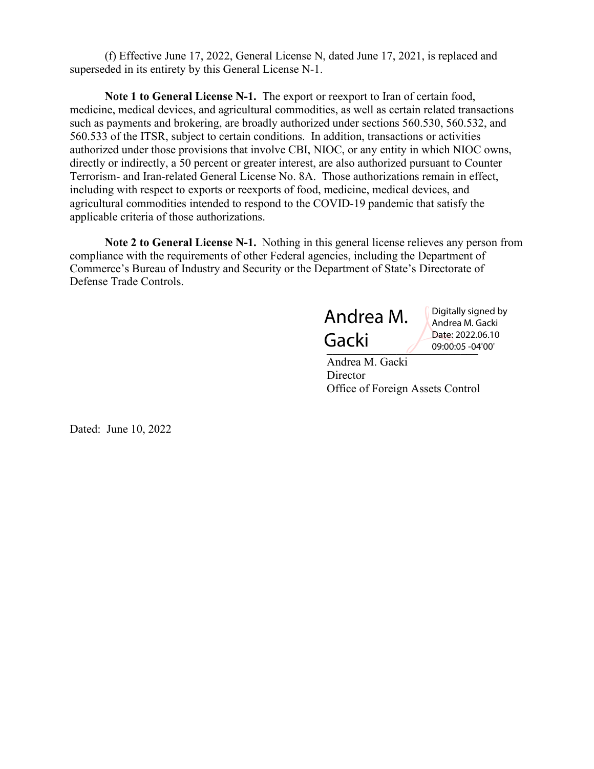(f) Effective June 17, 2022, General License N, dated June 17, 2021, is replaced and superseded in its entirety by this General License N-1.

**Note 1 to General License N-1.** The export or reexport to Iran of certain food, medicine, medical devices, and agricultural commodities, as well as certain related transactions such as payments and brokering, are broadly authorized under sections 560.530, 560.532, and 560.533 of the ITSR, subject to certain conditions. In addition, transactions or activities authorized under those provisions that involve CBI, NIOC, or any entity in which NIOC owns, directly or indirectly, a 50 percent or greater interest, are also authorized pursuant to Counter Terrorism- and Iran-related General License No. 8A. Those authorizations remain in effect, including with respect to exports or reexports of food, medicine, medical devices, and agricultural commodities intended to respond to the COVID-19 pandemic that satisfy the applicable criteria of those authorizations.

**Note 2 to General License N-1.** Nothing in this general license relieves any person from compliance with the requirements of other Federal agencies, including the Department of Commerce's Bureau of Industry and Security or the Department of State's Directorate of Defense Trade Controls.

Andrea M. Gacki

Digitally signed by Andrea M. Gacki
Date: 2022.06.10 09:00:05 -04'00'

Andrea M. Gacki
Director
Office of Foreign Assets Control

Dated: June 10, 2022